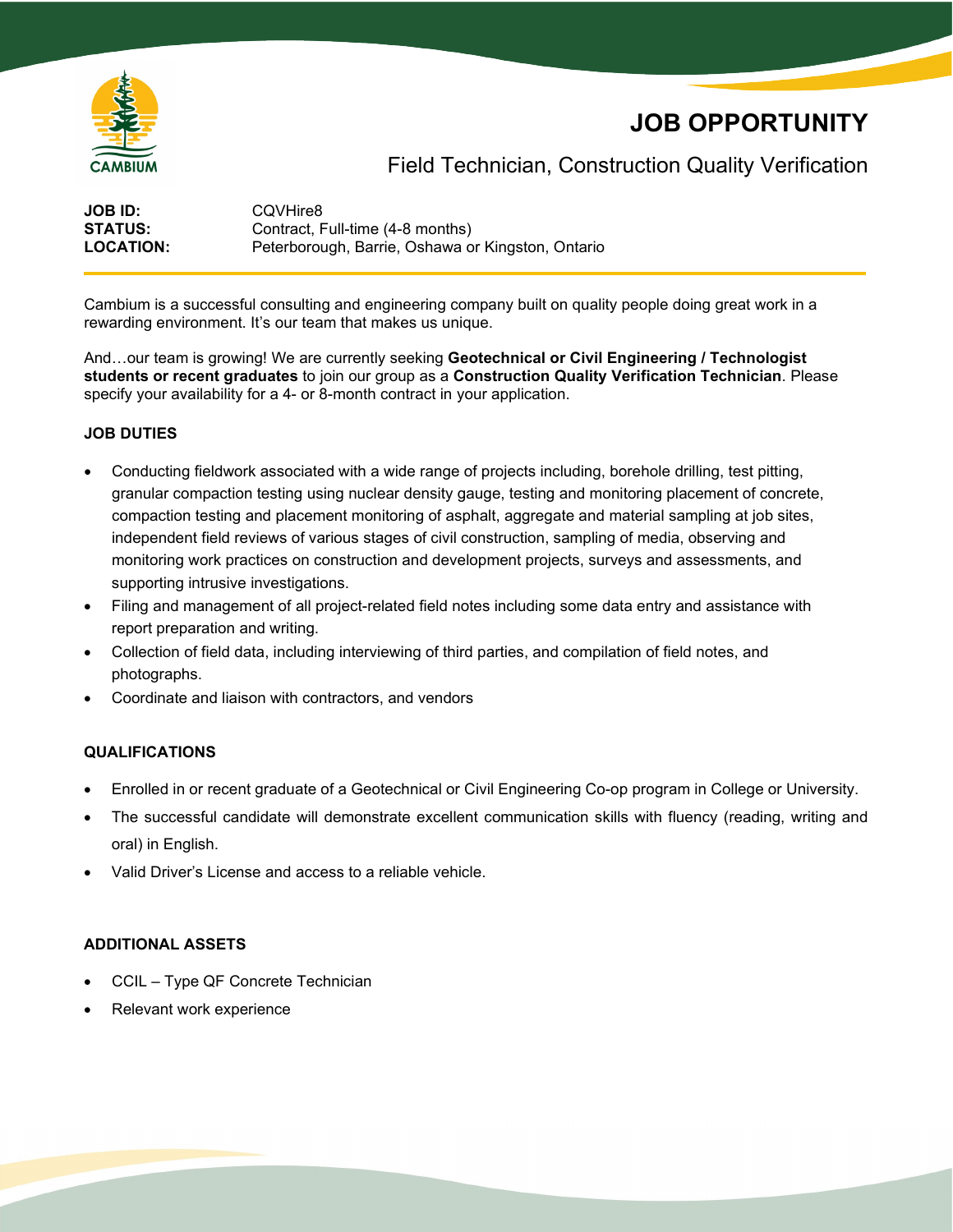CAMBIUM

# JOB OPPORTUNITY

## Field Technician, Construction Quality Verification

**JOB ID:** CQVHire8
**STATUS:** Contract, Full-time (4-8 months)
**LOCATION:** Peterborough, Barrie, Oshawa or Kingston, Ontario

Cambium is a successful consulting and engineering company built on quality people doing great work in a rewarding environment. It's our team that makes us unique.

And…our team is growing! We are currently seeking **Geotechnical or Civil Engineering / Technologist students or recent graduates** to join our group as a **Construction Quality Verification Technician**. Please specify your availability for a 4- or 8-month contract in your application.

### JOB DUTIES

- Conducting fieldwork associated with a wide range of projects including, borehole drilling, test pitting, granular compaction testing using nuclear density gauge, testing and monitoring placement of concrete, compaction testing and placement monitoring of asphalt, aggregate and material sampling at job sites, independent field reviews of various stages of civil construction, sampling of media, observing and monitoring work practices on construction and development projects, surveys and assessments, and supporting intrusive investigations.
- Filing and management of all project-related field notes including some data entry and assistance with report preparation and writing.
- Collection of field data, including interviewing of third parties, and compilation of field notes, and photographs.
- Coordinate and liaison with contractors, and vendors

### QUALIFICATIONS

- Enrolled in or recent graduate of a Geotechnical or Civil Engineering Co-op program in College or University.
- The successful candidate will demonstrate excellent communication skills with fluency (reading, writing and oral) in English.
- Valid Driver's License and access to a reliable vehicle.

### ADDITIONAL ASSETS

- CCIL – Type QF Concrete Technician
- Relevant work experience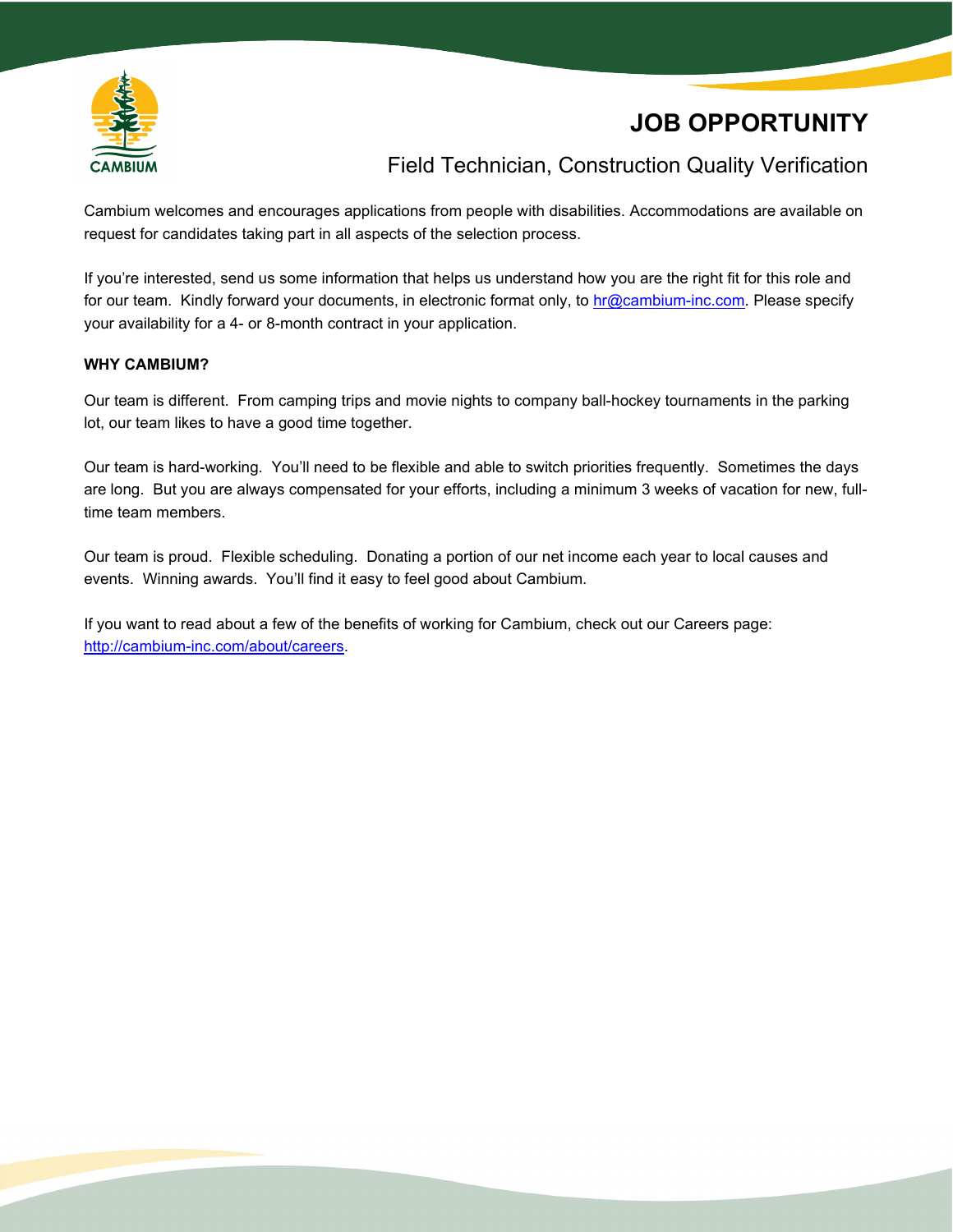# JOB OPPORTUNITY

## Field Technician, Construction Quality Verification

Cambium welcomes and encourages applications from people with disabilities. Accommodations are available on request for candidates taking part in all aspects of the selection process.

If you're interested, send us some information that helps us understand how you are the right fit for this role and for our team. Kindly forward your documents, in electronic format only, to hr@cambium-inc.com. Please specify your availability for a 4- or 8-month contract in your application.

**WHY CAMBIUM?**

Our team is different. From camping trips and movie nights to company ball-hockey tournaments in the parking lot, our team likes to have a good time together.

Our team is hard-working. You'll need to be flexible and able to switch priorities frequently. Sometimes the days are long. But you are always compensated for your efforts, including a minimum 3 weeks of vacation for new, full-time team members.

Our team is proud. Flexible scheduling. Donating a portion of our net income each year to local causes and events. Winning awards. You'll find it easy to feel good about Cambium.

If you want to read about a few of the benefits of working for Cambium, check out our Careers page: http://cambium-inc.com/about/careers.